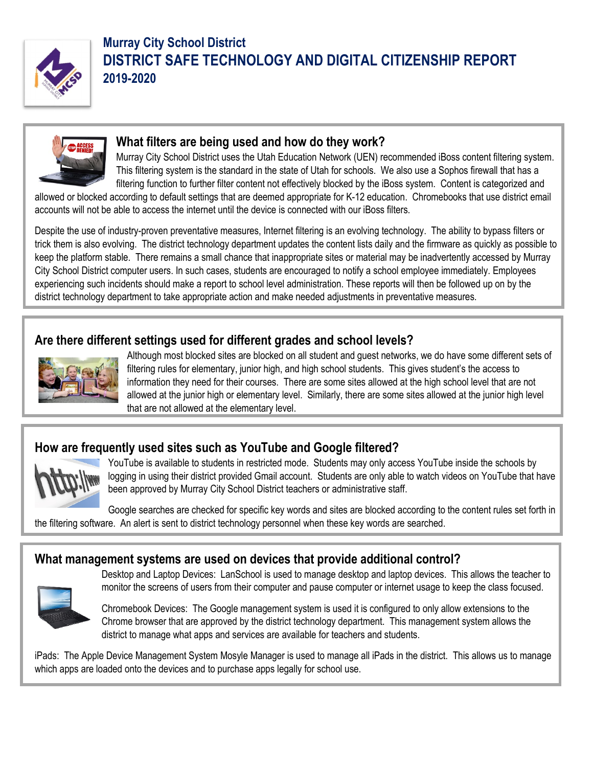# Murray City School District
# DISTRICT SAFE TECHNOLOGY AND DIGITAL CITIZENSHIP REPORT
# 2019-2020

## What filters are being used and how do they work?

Murray City School District uses the Utah Education Network (UEN) recommended iBoss content filtering system. This filtering system is the standard in the state of Utah for schools. We also use a Sophos firewall that has a filtering function to further filter content not effectively blocked by the iBoss system. Content is categorized and allowed or blocked according to default settings that are deemed appropriate for K-12 education. Chromebooks that use district email accounts will not be able to access the internet until the device is connected with our iBoss filters.

Despite the use of industry-proven preventative measures, Internet filtering is an evolving technology. The ability to bypass filters or trick them is also evolving. The district technology department updates the content lists daily and the firmware as quickly as possible to keep the platform stable. There remains a small chance that inappropriate sites or material may be inadvertently accessed by Murray City School District computer users. In such cases, students are encouraged to notify a school employee immediately. Employees experiencing such incidents should make a report to school level administration. These reports will then be followed up on by the district technology department to take appropriate action and make needed adjustments in preventative measures.

## Are there different settings used for different grades and school levels?

Although most blocked sites are blocked on all student and guest networks, we do have some different sets of filtering rules for elementary, junior high, and high school students. This gives student's the access to information they need for their courses. There are some sites allowed at the high school level that are not allowed at the junior high or elementary level. Similarly, there are some sites allowed at the junior high level that are not allowed at the elementary level.

## How are frequently used sites such as YouTube and Google filtered?

YouTube is available to students in restricted mode. Students may only access YouTube inside the schools by logging in using their district provided Gmail account. Students are only able to watch videos on YouTube that have been approved by Murray City School District teachers or administrative staff.

Google searches are checked for specific key words and sites are blocked according to the content rules set forth in the filtering software. An alert is sent to district technology personnel when these key words are searched.

## What management systems are used on devices that provide additional control?

Desktop and Laptop Devices: LanSchool is used to manage desktop and laptop devices. This allows the teacher to monitor the screens of users from their computer and pause computer or internet usage to keep the class focused.

Chromebook Devices: The Google management system is used it is configured to only allow extensions to the Chrome browser that are approved by the district technology department. This management system allows the district to manage what apps and services are available for teachers and students.

iPads: The Apple Device Management System Mosyle Manager is used to manage all iPads in the district. This allows us to manage which apps are loaded onto the devices and to purchase apps legally for school use.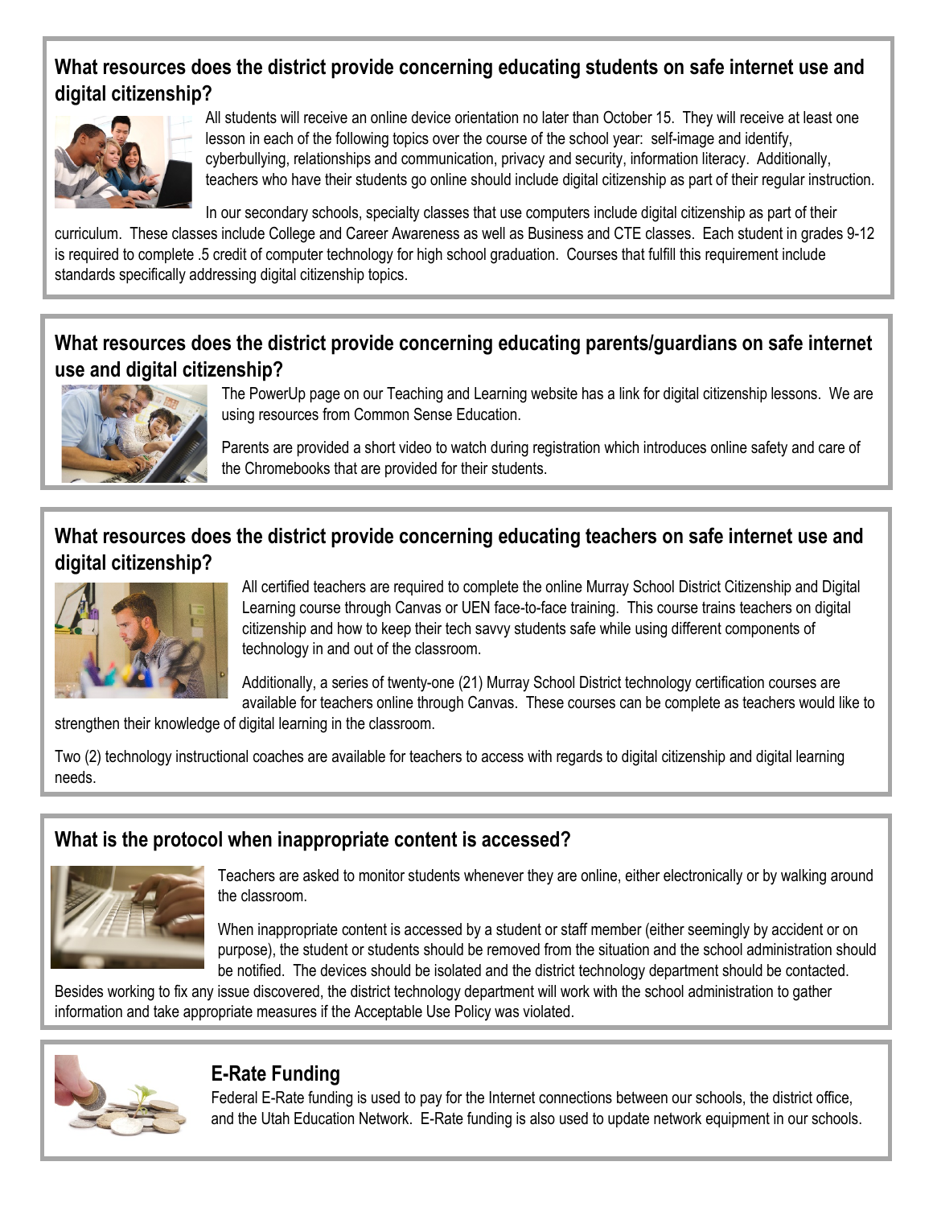## What resources does the district provide concerning educating students on safe internet use and digital citizenship?

All students will receive an online device orientation no later than October 15. They will receive at least one lesson in each of the following topics over the course of the school year: self-image and identify, cyberbullying, relationships and communication, privacy and security, information literacy. Additionally, teachers who have their students go online should include digital citizenship as part of their regular instruction.

In our secondary schools, specialty classes that use computers include digital citizenship as part of their curriculum. These classes include College and Career Awareness as well as Business and CTE classes. Each student in grades 9-12 is required to complete .5 credit of computer technology for high school graduation. Courses that fulfill this requirement include standards specifically addressing digital citizenship topics.

## What resources does the district provide concerning educating parents/guardians on safe internet use and digital citizenship?

The PowerUp page on our Teaching and Learning website has a link for digital citizenship lessons. We are using resources from Common Sense Education.

Parents are provided a short video to watch during registration which introduces online safety and care of the Chromebooks that are provided for their students.

## What resources does the district provide concerning educating teachers on safe internet use and digital citizenship?

All certified teachers are required to complete the online Murray School District Citizenship and Digital Learning course through Canvas or UEN face-to-face training. This course trains teachers on digital citizenship and how to keep their tech savvy students safe while using different components of technology in and out of the classroom.

Additionally, a series of twenty-one (21) Murray School District technology certification courses are available for teachers online through Canvas. These courses can be complete as teachers would like to strengthen their knowledge of digital learning in the classroom.

Two (2) technology instructional coaches are available for teachers to access with regards to digital citizenship and digital learning needs.

## What is the protocol when inappropriate content is accessed?

Teachers are asked to monitor students whenever they are online, either electronically or by walking around the classroom.

When inappropriate content is accessed by a student or staff member (either seemingly by accident or on purpose), the student or students should be removed from the situation and the school administration should be notified. The devices should be isolated and the district technology department should be contacted. Besides working to fix any issue discovered, the district technology department will work with the school administration to gather information and take appropriate measures if the Acceptable Use Policy was violated.

## E-Rate Funding

Federal E-Rate funding is used to pay for the Internet connections between our schools, the district office, and the Utah Education Network. E-Rate funding is also used to update network equipment in our schools.